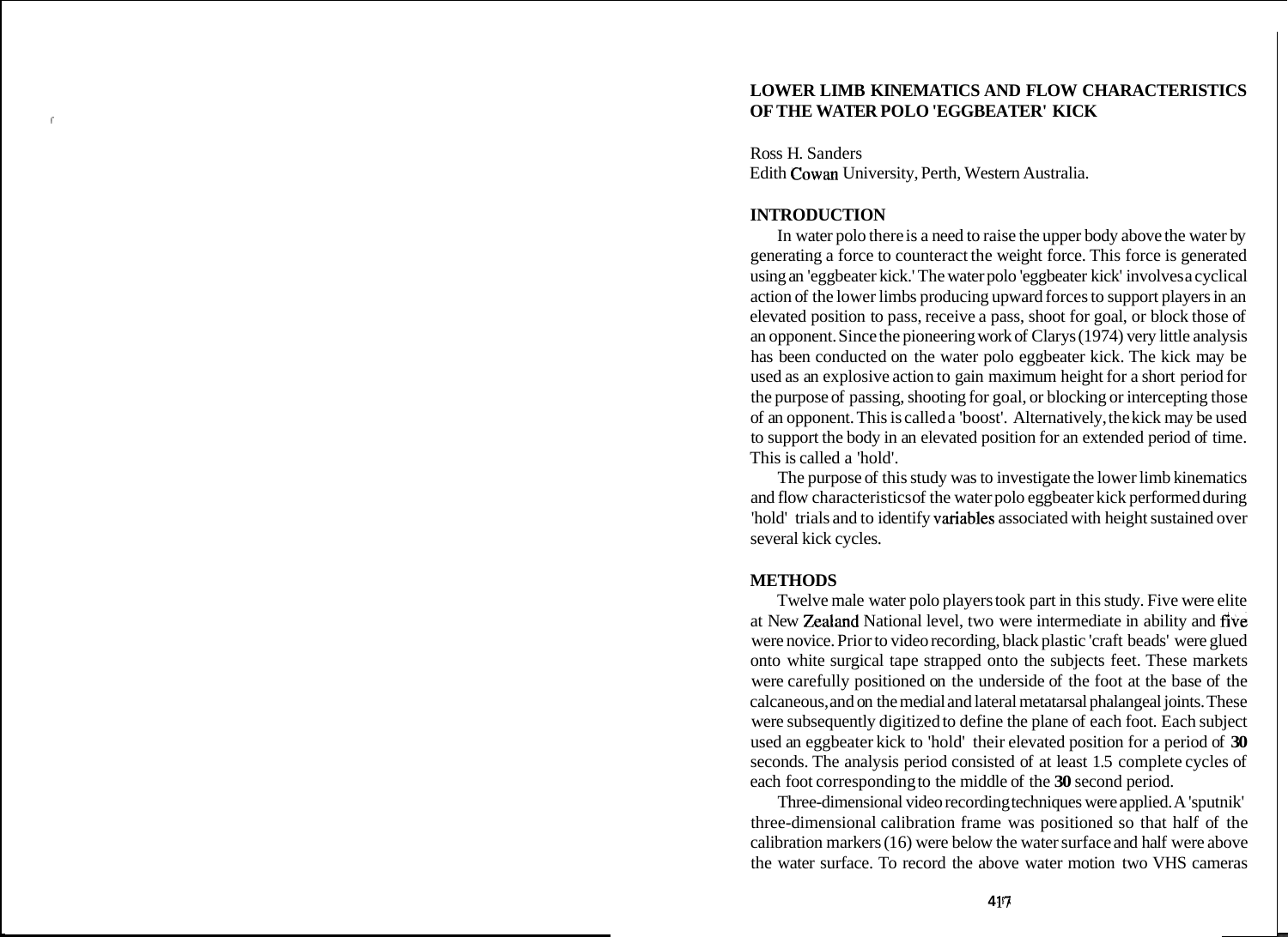# LOWER LIMB KINEMATICS AND FLOW CHARACTERISTICS OF THE WATER POLO 'EGGBEATER' KICK

Ross H. Sanders
Edith Cowan University, Perth, Western Australia.

## INTRODUCTION

In water polo there is a need to raise the upper body above the water by generating a force to counteract the weight force. This force is generated using an 'eggbeater kick.' The water polo 'eggbeater kick' involves a cyclical action of the lower limbs producing upward forces to support players in an elevated position to pass, receive a pass, shoot for goal, or block those of an opponent. Since the pioneering work of Clarys (1974) very little analysis has been conducted on the water polo eggbeater kick. The kick may be used as an explosive action to gain maximum height for a short period for the purpose of passing, shooting for goal, or blocking or intercepting those of an opponent. This is called a 'boost'. Alternatively, the kick may be used to support the body in an elevated position for an extended period of time. This is called a 'hold'.

The purpose of this study was to investigate the lower limb kinematics and flow characteristics of the water polo eggbeater kick performed during 'hold' trials and to identify variables associated with height sustained over several kick cycles.

## METHODS

Twelve male water polo players took part in this study. Five were elite at New Zealand National level, two were intermediate in ability and five were novice. Prior to video recording, black plastic 'craft beads' were glued onto white surgical tape strapped onto the subjects feet. These markets were carefully positioned on the underside of the foot at the base of the calcaneous, and on the medial and lateral metatarsal phalangeal joints. These were subsequently digitized to define the plane of each foot. Each subject used an eggbeater kick to 'hold' their elevated position for a period of **30** seconds. The analysis period consisted of at least 1.5 complete cycles of each foot corresponding to the middle of the **30** second period.

Three-dimensional video recording techniques were applied. A 'sputnik' three-dimensional calibration frame was positioned so that half of the calibration markers (16) were below the water surface and half were above the water surface. To record the above water motion two VHS cameras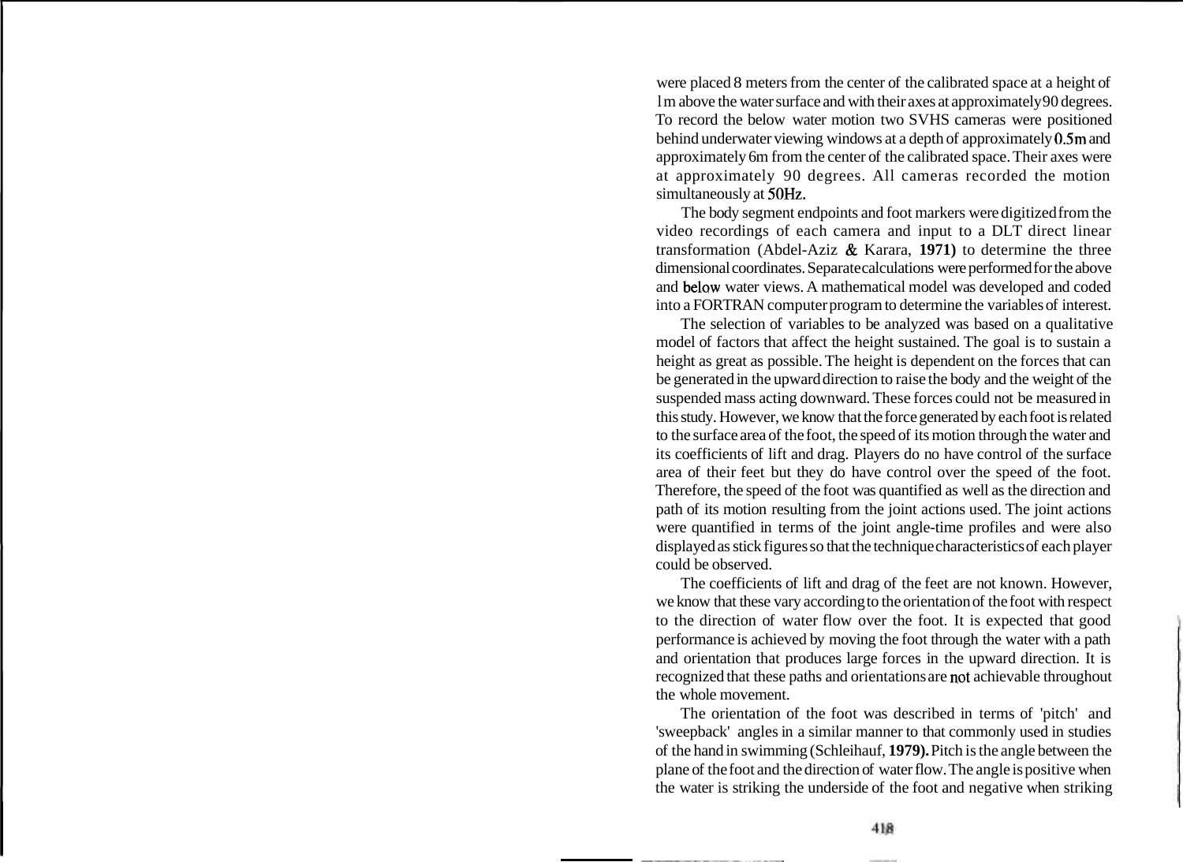were placed 8 meters from the center of the calibrated space at a height of 1m above the water surface and with their axes at approximately 90 degrees. To record the below water motion two SVHS cameras were positioned behind underwater viewing windows at a depth of approximately 0.5m and approximately 6m from the center of the calibrated space. Their axes were at approximately 90 degrees. All cameras recorded the motion simultaneously at 50Hz.

The body segment endpoints and foot markers were digitized from the video recordings of each camera and input to a DLT direct linear transformation (Abdel-Aziz & Karara, **1971)** to determine the three dimensional coordinates. Separate calculations were performed for the above and below water views. A mathematical model was developed and coded into a FORTRAN computer program to determine the variables of interest.

The selection of variables to be analyzed was based on a qualitative model of factors that affect the height sustained. The goal is to sustain a height as great as possible. The height is dependent on the forces that can be generated in the upward direction to raise the body and the weight of the suspended mass acting downward. These forces could not be measured in this study. However, we know that the force generated by each foot is related to the surface area of the foot, the speed of its motion through the water and its coefficients of lift and drag. Players do no have control of the surface area of their feet but they do have control over the speed of the foot. Therefore, the speed of the foot was quantified as well as the direction and path of its motion resulting from the joint actions used. The joint actions were quantified in terms of the joint angle-time profiles and were also displayed as stick figures so that the technique characteristics of each player could be observed.

The coefficients of lift and drag of the feet are not known. However, we know that these vary according to the orientation of the foot with respect to the direction of water flow over the foot. It is expected that good performance is achieved by moving the foot through the water with a path and orientation that produces large forces in the upward direction. It is recognized that these paths and orientations are not achievable throughout the whole movement.

The orientation of the foot was described in terms of 'pitch' and 'sweepback' angles in a similar manner to that commonly used in studies of the hand in swimming (Schleihauf, **1979).** Pitch is the angle between the plane of the foot and the direction of water flow. The angle is positive when the water is striking the underside of the foot and negative when striking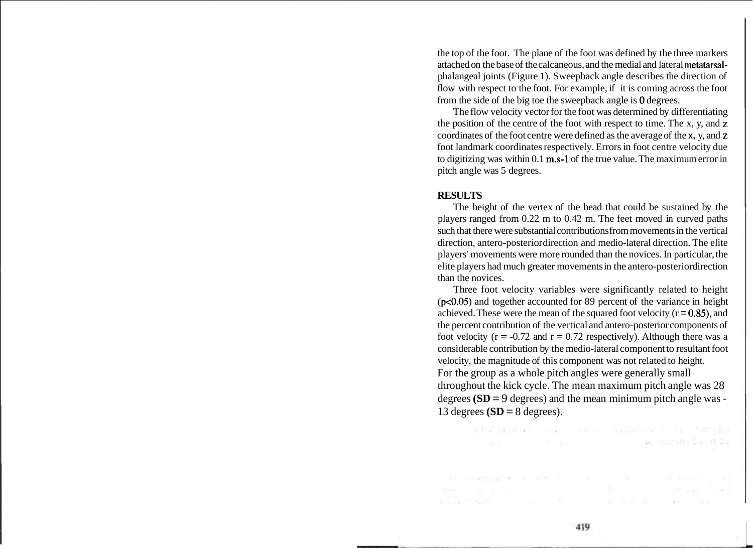the top of the foot. The plane of the foot was defined by the three markers attached on the base of the calcaneous, and the medial and lateral metatarsal-phalangeal joints (Figure 1). Sweepback angle describes the direction of flow with respect to the foot. For example, if it is coming across the foot from the side of the big toe the sweepback angle is 0 degrees.

The flow velocity vector for the foot was determined by differentiating the position of the centre of the foot with respect to time. The x, y, and z coordinates of the foot centre were defined as the average of the x, y, and z foot landmark coordinates respectively. Errors in foot centre velocity due to digitizing was within 0.1 $m.s^{-1}$ of the true value. The maximum error in pitch angle was 5 degrees.

**RESULTS**

The height of the vertex of the head that could be sustained by the players ranged from 0.22 m to 0.42 m. The feet moved in curved paths such that there were substantial contributions from movements in the vertical direction, antero-posterior direction and medio-lateral direction. The elite players' movements were more rounded than the novices. In particular, the elite players had much greater movements in the antero-posterior direction than the novices.

Three foot velocity variables were significantly related to height ($p<0.05$) and together accounted for 89 percent of the variance in height achieved. These were the mean of the squared foot velocity ($r = 0.85$), and the percent contribution of the vertical and antero-posterior components of foot velocity ($r = -0.72$ and $r = 0.72$ respectively). Although there was a considerable contribution by the medio-lateral component to resultant foot velocity, the magnitude of this component was not related to height.

For the group as a whole pitch angles were generally small throughout the kick cycle. The mean maximum pitch angle was 28 degrees (**SD** = 9 degrees) and the mean minimum pitch angle was -13 degrees (**SD** = 8 degrees).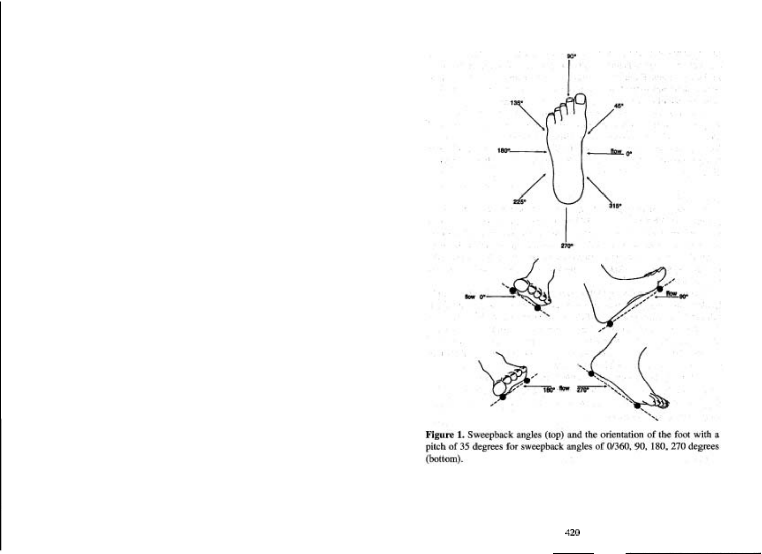**Figure 1.** Sweepback angles (top) and the orientation of the foot with a pitch of 35 degrees for sweepback angles of 0/360, 90, 180, 270 degrees (bottom).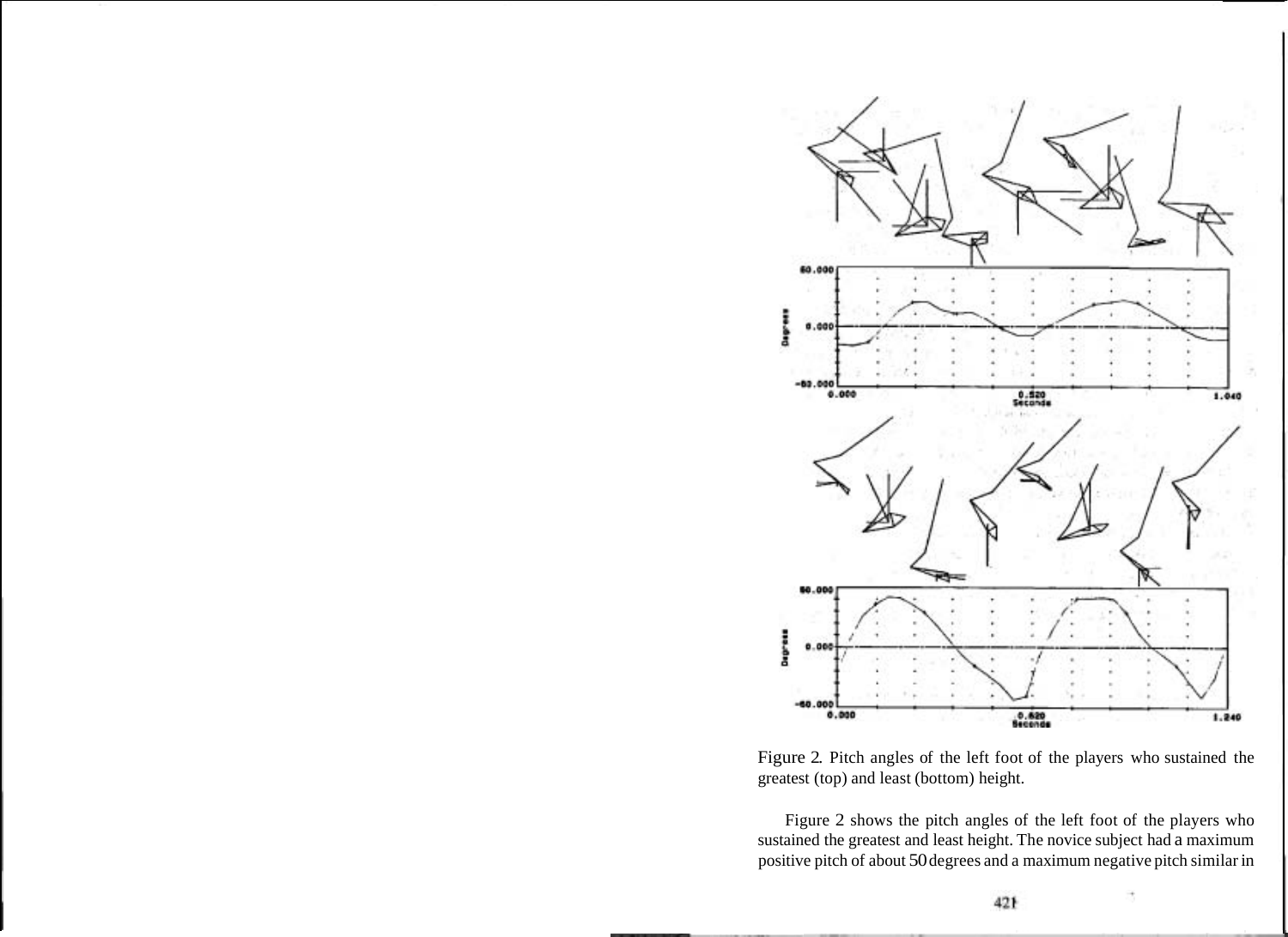Figure 2. Pitch angles of the left foot of the players who sustained the greatest (top) and least (bottom) height.

Figure 2 shows the pitch angles of the left foot of the players who sustained the greatest and least height. The novice subject had a maximum positive pitch of about 50 degrees and a maximum negative pitch similar in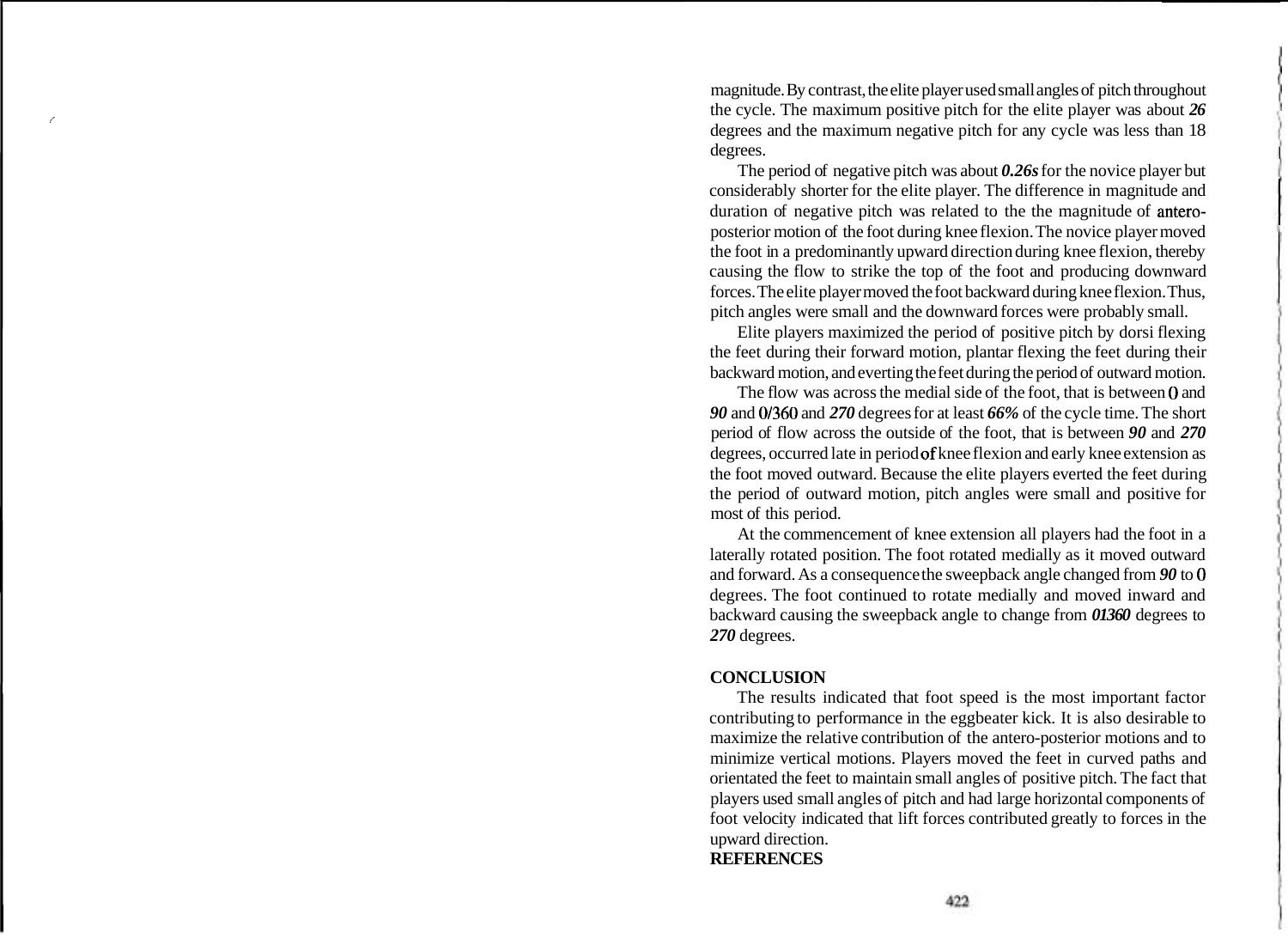magnitude. By contrast, the elite player used small angles of pitch throughout the cycle. The maximum positive pitch for the elite player was about ***26*** degrees and the maximum negative pitch for any cycle was less than 18 degrees.

The period of negative pitch was about ***0.26s*** for the novice player but considerably shorter for the elite player. The difference in magnitude and duration of negative pitch was related to the the magnitude of antero-posterior motion of the foot during knee flexion. The novice player moved the foot in a predominantly upward direction during knee flexion, thereby causing the flow to strike the top of the foot and producing downward forces. The elite player moved the foot backward during knee flexion. Thus, pitch angles were small and the downward forces were probably small.

Elite players maximized the period of positive pitch by dorsi flexing the feet during their forward motion, plantar flexing the feet during their backward motion, and everting the feet during the period of outward motion.

The flow was across the medial side of the foot, that is between 0 and ***90*** and 0/360 and ***270*** degrees for at least ***66%*** of the cycle time. The short period of flow across the outside of the foot, that is between ***90*** and ***270*** degrees, occurred late in period of knee flexion and early knee extension as the foot moved outward. Because the elite players everted the feet during the period of outward motion, pitch angles were small and positive for most of this period.

At the commencement of knee extension all players had the foot in a laterally rotated position. The foot rotated medially as it moved outward and forward. As a consequence the sweepback angle changed from ***90*** to 0 degrees. The foot continued to rotate medially and moved inward and backward causing the sweepback angle to change from ***01360*** degrees to ***270*** degrees.

## CONCLUSION

The results indicated that foot speed is the most important factor contributing to performance in the eggbeater kick. It is also desirable to maximize the relative contribution of the antero-posterior motions and to minimize vertical motions. Players moved the feet in curved paths and orientated the feet to maintain small angles of positive pitch. The fact that players used small angles of pitch and had large horizontal components of foot velocity indicated that lift forces contributed greatly to forces in the upward direction.

## REFERENCES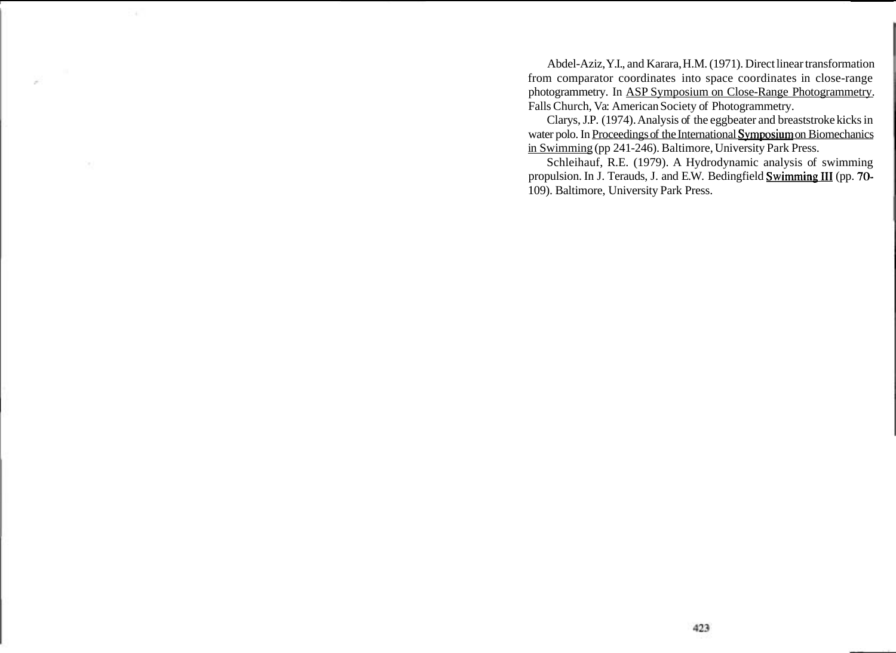Abdel-Aziz, Y.I., and Karara, H.M. (1971). Direct linear transformation from comparator coordinates into space coordinates in close-range photogrammetry. In ASP Symposium on Close-Range Photogrammetry. Falls Church, Va: American Society of Photogrammetry.

Clarys, J.P. (1974). Analysis of the eggbeater and breaststroke kicks in water polo. In Proceedings of the International Symposium on Biomechanics in Swimming (pp 241-246). Baltimore, University Park Press.

Schleihauf, R.E. (1979). A Hydrodynamic analysis of swimming propulsion. In J. Terauds, J. and E.W. Bedingfield Swimming III (pp. 70-109). Baltimore, University Park Press.